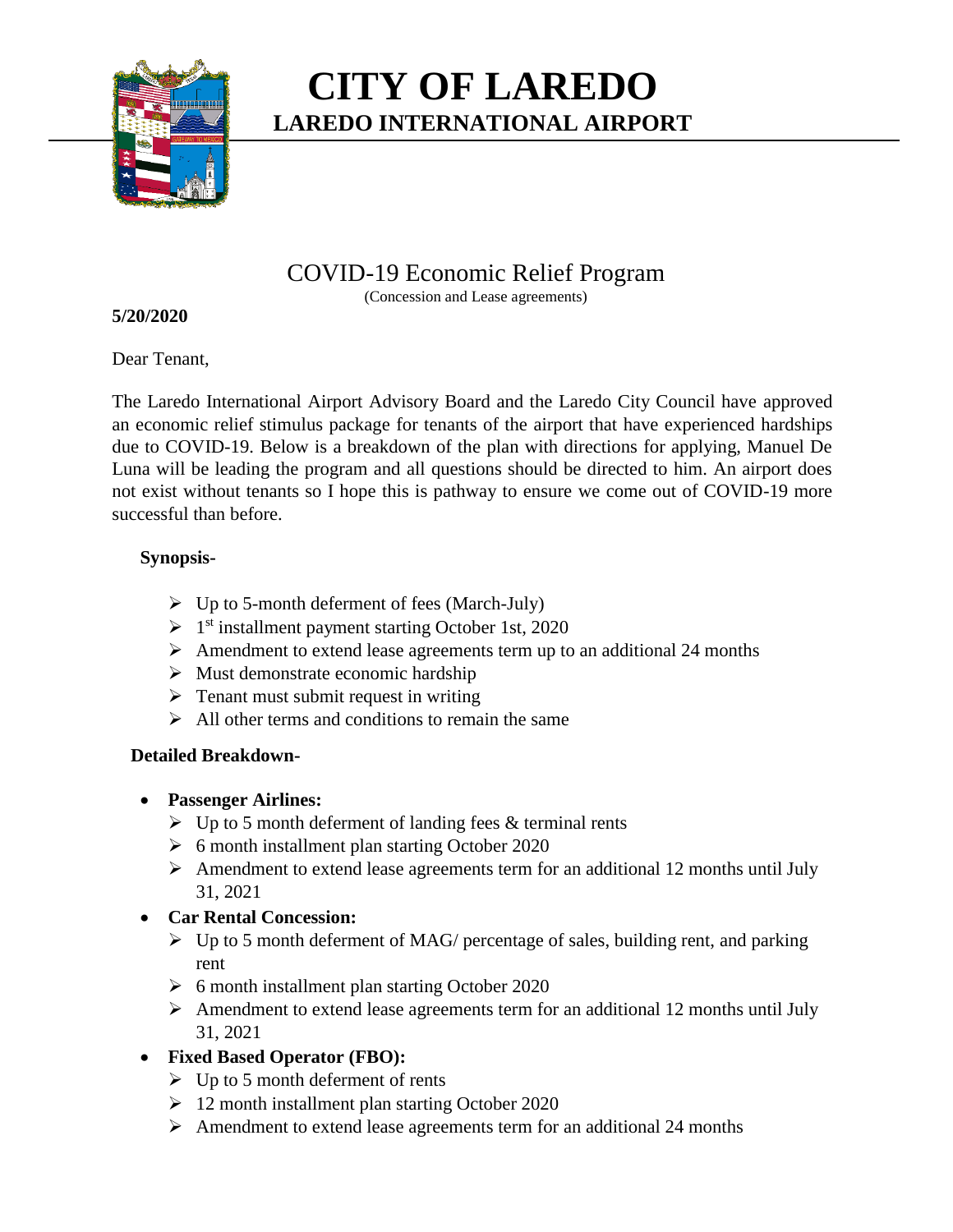# CITY OF LAREDO

## LAREDO INTERNATIONAL AIRPORT

## COVID-19 Economic Relief Program

(Concession and Lease agreements)

**5/20/2020**

Dear Tenant,

The Laredo International Airport Advisory Board and the Laredo City Council have approved an economic relief stimulus package for tenants of the airport that have experienced hardships due to COVID-19. Below is a breakdown of the plan with directions for applying, Manuel De Luna will be leading the program and all questions should be directed to him. An airport does not exist without tenants so I hope this is pathway to ensure we come out of COVID-19 more successful than before.

**Synopsis-**

- Up to 5-month deferment of fees (March-July)
- 1st installment payment starting October 1st, 2020
- Amendment to extend lease agreements term up to an additional 24 months
- Must demonstrate economic hardship
- Tenant must submit request in writing
- All other terms and conditions to remain the same

**Detailed Breakdown-**

- **Passenger Airlines:**
  - Up to 5 month deferment of landing fees & terminal rents
  - 6 month installment plan starting October 2020
  - Amendment to extend lease agreements term for an additional 12 months until July 31, 2021
- **Car Rental Concession:**
  - Up to 5 month deferment of MAG/ percentage of sales, building rent, and parking rent
  - 6 month installment plan starting October 2020
  - Amendment to extend lease agreements term for an additional 12 months until July 31, 2021
- **Fixed Based Operator (FBO):**
  - Up to 5 month deferment of rents
  - 12 month installment plan starting October 2020
  - Amendment to extend lease agreements term for an additional 24 months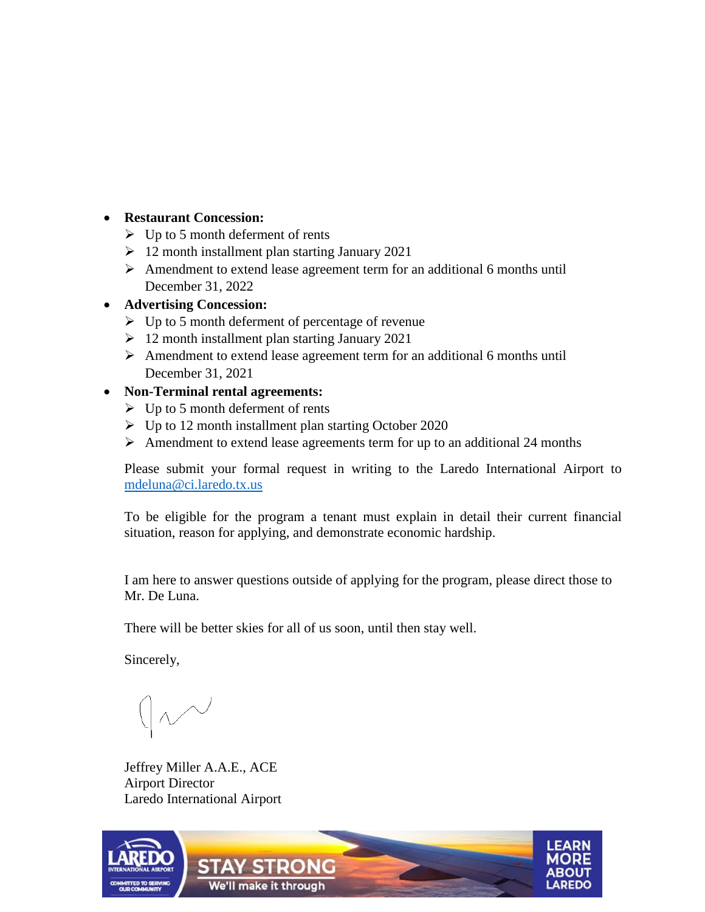- **Restaurant Concession:**
  - Up to 5 month deferment of rents
  - 12 month installment plan starting January 2021
  - Amendment to extend lease agreement term for an additional 6 months until December 31, 2022
- **Advertising Concession:**
  - Up to 5 month deferment of percentage of revenue
  - 12 month installment plan starting January 2021
  - Amendment to extend lease agreement term for an additional 6 months until December 31, 2021
- **Non-Terminal rental agreements:**
  - Up to 5 month deferment of rents
  - Up to 12 month installment plan starting October 2020
  - Amendment to extend lease agreements term for up to an additional 24 months

Please submit your formal request in writing to the Laredo International Airport to mdeluna@ci.laredo.tx.us

To be eligible for the program a tenant must explain in detail their current financial situation, reason for applying, and demonstrate economic hardship.

I am here to answer questions outside of applying for the program, please direct those to Mr. De Luna.

There will be better skies for all of us soon, until then stay well.

Sincerely,

Jeffrey Miller A.A.E., ACE
Airport Director
Laredo International Airport

LAREDO INTERNATIONAL AIRPORT COMMITTED TO SERVING OUR COMMUNITY

STAY STRONG We'll make it through

LEARN MORE ABOUT LAREDO